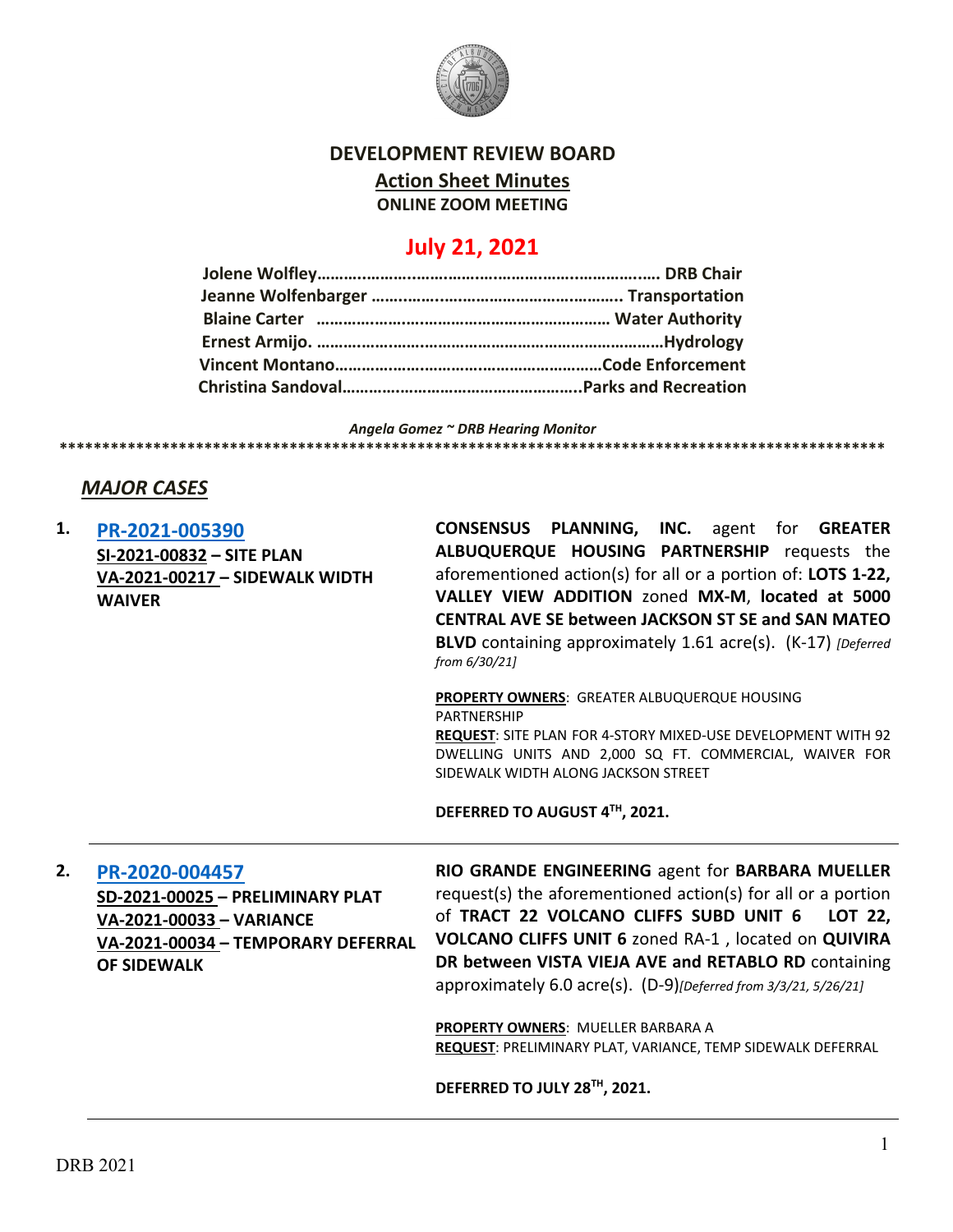# DEVELOPMENT REVIEW BOARD

## Action Sheet Minutes

**ONLINE ZOOM MEETING**

## July 21, 2021

**Jolene Wolfley…………………………………………………………… DRB Chair**
**Jeanne Wolfenbarger ………………………………………………. Transportation**
**Blaine Carter ……………………………………………………… Water Authority**
**Ernest Armijo. ……………………………………………………………Hydrology**
**Vincent Montano…………………………………………………Code Enforcement**
**Christina Sandoval……………………………………………..Parks and Recreation**

*Angela Gomez ~ DRB Hearing Monitor*

****************************************************************************************************

### *MAJOR CASES*

**1. PR-2021-005390**
**SI-2021-00832 – SITE PLAN**
**VA-2021-00217 – SIDEWALK WIDTH WAIVER**

**CONSENSUS PLANNING, INC.** agent for **GREATER ALBUQUERQUE HOUSING PARTNERSHIP** requests the aforementioned action(s) for all or a portion of: **LOTS 1-22, VALLEY VIEW ADDITION** zoned **MX-M**, **located at 5000 CENTRAL AVE SE between JACKSON ST SE and SAN MATEO BLVD** containing approximately 1.61 acre(s). (K-17) *[Deferred from 6/30/21]*

**PROPERTY OWNERS**: GREATER ALBUQUERQUE HOUSING PARTNERSHIP
**REQUEST**: SITE PLAN FOR 4-STORY MIXED-USE DEVELOPMENT WITH 92 DWELLING UNITS AND 2,000 SQ FT. COMMERCIAL, WAIVER FOR SIDEWALK WIDTH ALONG JACKSON STREET

**DEFERRED TO AUGUST 4TH, 2021.**

---

**2. PR-2020-004457**
**SD-2021-00025 – PRELIMINARY PLAT**
**VA-2021-00033 – VARIANCE**
**VA-2021-00034 – TEMPORARY DEFERRAL OF SIDEWALK**

**RIO GRANDE ENGINEERING** agent for **BARBARA MUELLER** request(s) the aforementioned action(s) for all or a portion of **TRACT 22 VOLCANO CLIFFS SUBD UNIT 6 LOT 22, VOLCANO CLIFFS UNIT 6** zoned RA-1 , located on **QUIVIRA DR between VISTA VIEJA AVE and RETABLO RD** containing approximately 6.0 acre(s). (D-9)*[Deferred from 3/3/21, 5/26/21]*

**PROPERTY OWNERS**: MUELLER BARBARA A
**REQUEST**: PRELIMINARY PLAT, VARIANCE, TEMP SIDEWALK DEFERRAL

**DEFERRED TO JULY 28TH, 2021.**

---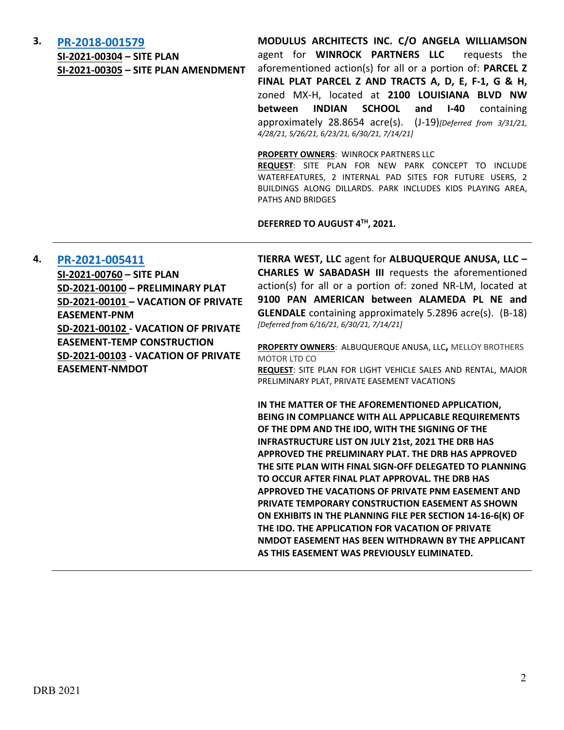3\. **PR-2018-001579**
**SI-2021-00304 – SITE PLAN**
**SI-2021-00305 – SITE PLAN AMENDMENT**

**MODULUS ARCHITECTS INC. C/O ANGELA WILLIAMSON** agent for **WINROCK PARTNERS LLC** requests the aforementioned action(s) for all or a portion of: **PARCEL Z FINAL PLAT PARCEL Z AND TRACTS A, D, E, F-1, G & H,** zoned MX-H, located at **2100 LOUISIANA BLVD NW between INDIAN SCHOOL and I-40** containing approximately 28.8654 acre(s). (J-19)*[Deferred from 3/31/21, 4/28/21, 5/26/21, 6/23/21, 6/30/21, 7/14/21]*

**PROPERTY OWNERS**: WINROCK PARTNERS LLC
**REQUEST**: SITE PLAN FOR NEW PARK CONCEPT TO INCLUDE WATERFEATURES, 2 INTERNAL PAD SITES FOR FUTURE USERS, 2 BUILDINGS ALONG DILLARDS. PARK INCLUDES KIDS PLAYING AREA, PATHS AND BRIDGES

**DEFERRED TO AUGUST 4TH, 2021.**

---

4\. **PR-2021-005411**
**SI-2021-00760 – SITE PLAN**
**SD-2021-00100 – PRELIMINARY PLAT**
**SD-2021-00101 – VACATION OF PRIVATE EASEMENT-PNM**
**SD-2021-00102 - VACATION OF PRIVATE EASEMENT-TEMP CONSTRUCTION**
**SD-2021-00103 - VACATION OF PRIVATE EASEMENT-NMDOT**

**TIERRA WEST, LLC** agent for **ALBUQUERQUE ANUSA, LLC – CHARLES W SABADASH III** requests the aforementioned action(s) for all or a portion of: zoned NR-LM, located at **9100 PAN AMERICAN between ALAMEDA PL NE and GLENDALE** containing approximately 5.2896 acre(s). (B-18) *[Deferred from 6/16/21, 6/30/21, 7/14/21]*

**PROPERTY OWNERS**: ALBUQUERQUE ANUSA, LLC**,** MELLOY BROTHERS MOTOR LTD CO
**REQUEST**: SITE PLAN FOR LIGHT VEHICLE SALES AND RENTAL, MAJOR PRELIMINARY PLAT, PRIVATE EASEMENT VACATIONS

**IN THE MATTER OF THE AFOREMENTIONED APPLICATION, BEING IN COMPLIANCE WITH ALL APPLICABLE REQUIREMENTS OF THE DPM AND THE IDO, WITH THE SIGNING OF THE INFRASTRUCTURE LIST ON JULY 21st, 2021 THE DRB HAS APPROVED THE PRELIMINARY PLAT. THE DRB HAS APPROVED THE SITE PLAN WITH FINAL SIGN-OFF DELEGATED TO PLANNING TO OCCUR AFTER FINAL PLAT APPROVAL. THE DRB HAS APPROVED THE VACATIONS OF PRIVATE PNM EASEMENT AND PRIVATE TEMPORARY CONSTRUCTION EASEMENT AS SHOWN ON EXHIBITS IN THE PLANNING FILE PER SECTION 14-16-6(K) OF THE IDO. THE APPLICATION FOR VACATION OF PRIVATE NMDOT EASEMENT HAS BEEN WITHDRAWN BY THE APPLICANT AS THIS EASEMENT WAS PREVIOUSLY ELIMINATED.**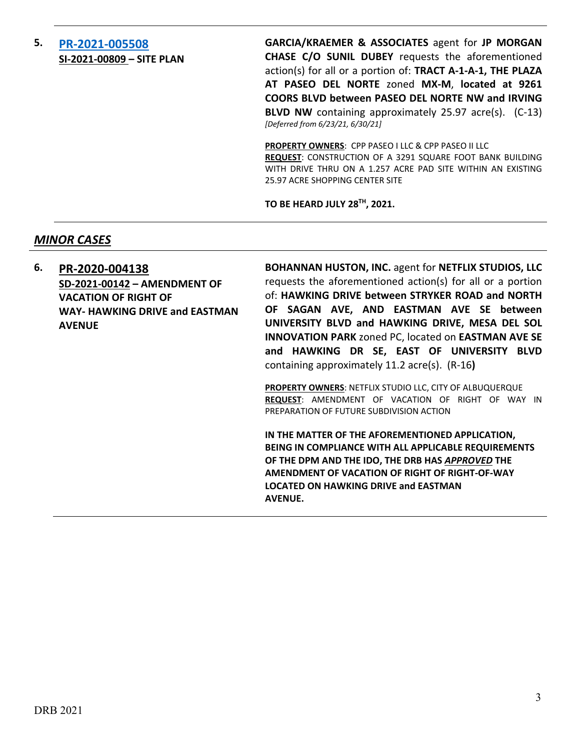**5. [PR-2021-005508](#)**
**SI-2021-00809 – SITE PLAN**

**GARCIA/KRAEMER & ASSOCIATES** agent for **JP MORGAN CHASE C/O SUNIL DUBEY** requests the aforementioned action(s) for all or a portion of: **TRACT A-1-A-1, THE PLAZA AT PASEO DEL NORTE** zoned **MX-M**, **located at 9261 COORS BLVD between PASEO DEL NORTE NW and IRVING BLVD NW** containing approximately 25.97 acre(s). (C-13) *[Deferred from 6/23/21, 6/30/21]*

**PROPERTY OWNERS**: CPP PASEO I LLC & CPP PASEO II LLC
**REQUEST**: CONSTRUCTION OF A 3291 SQUARE FOOT BANK BUILDING WITH DRIVE THRU ON A 1.257 ACRE PAD SITE WITHIN AN EXISTING 25.97 ACRE SHOPPING CENTER SITE

**TO BE HEARD JULY 28TH, 2021.**

---

## *MINOR CASES*

**6. PR-2020-004138**
**SD-2021-00142 – AMENDMENT OF VACATION OF RIGHT OF WAY- HAWKING DRIVE and EASTMAN AVENUE**

**BOHANNAN HUSTON, INC.** agent for **NETFLIX STUDIOS, LLC** requests the aforementioned action(s) for all or a portion of: **HAWKING DRIVE between STRYKER ROAD and NORTH OF SAGAN AVE, AND EASTMAN AVE SE between UNIVERSITY BLVD and HAWKING DRIVE, MESA DEL SOL INNOVATION PARK** zoned PC, located on **EASTMAN AVE SE and HAWKING DR SE, EAST OF UNIVERSITY BLVD** containing approximately 11.2 acre(s). (R-16**)**

**PROPERTY OWNERS**: NETFLIX STUDIO LLC, CITY OF ALBUQUERQUE
**REQUEST**: AMENDMENT OF VACATION OF RIGHT OF WAY IN PREPARATION OF FUTURE SUBDIVISION ACTION

**IN THE MATTER OF THE AFOREMENTIONED APPLICATION, BEING IN COMPLIANCE WITH ALL APPLICABLE REQUIREMENTS OF THE DPM AND THE IDO, THE DRB HAS *APPROVED* THE AMENDMENT OF VACATION OF RIGHT OF RIGHT-OF-WAY LOCATED ON HAWKING DRIVE and EASTMAN AVENUE.**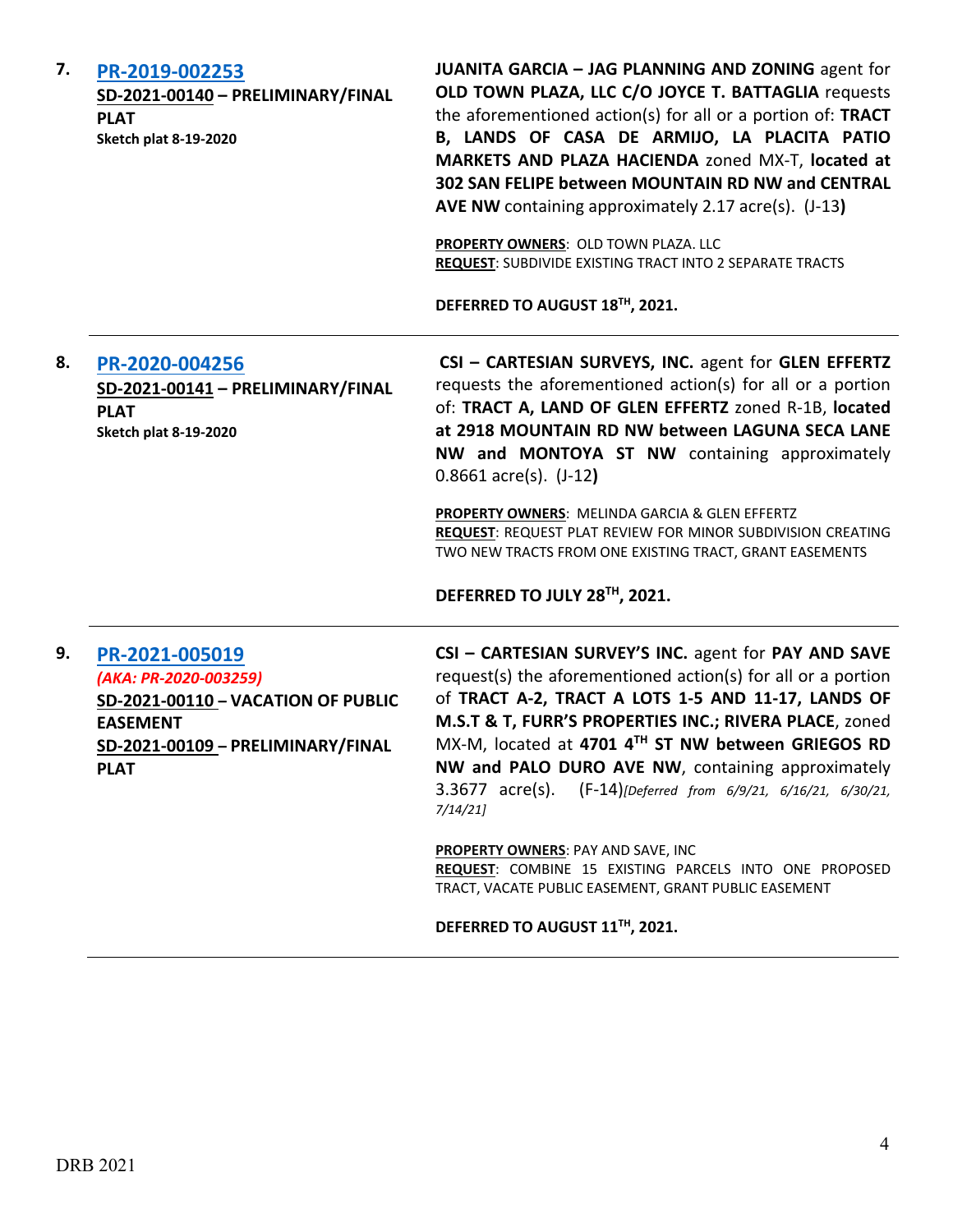| | | |
|---|---|---|
| 7. | **PR-2019-002253**<br>**SD-2021-00140 – PRELIMINARY/FINAL PLAT**<br>**Sketch plat 8-19-2020** | **JUANITA GARCIA – JAG PLANNING AND ZONING** agent for **OLD TOWN PLAZA, LLC C/O JOYCE T. BATTAGLIA** requests the aforementioned action(s) for all or a portion of: **TRACT B, LANDS OF CASA DE ARMIJO, LA PLACITA PATIO MARKETS AND PLAZA HACIENDA** zoned MX-T, **located at 302 SAN FELIPE between MOUNTAIN RD NW and CENTRAL AVE NW** containing approximately 2.17 acre(s). (J-13**)**<br><br>**PROPERTY OWNERS**: OLD TOWN PLAZA. LLC<br>**REQUEST**: SUBDIVIDE EXISTING TRACT INTO 2 SEPARATE TRACTS<br><br>**DEFERRED TO AUGUST 18TH, 2021.** |
| 8. | **PR-2020-004256**<br>**SD-2021-00141 – PRELIMINARY/FINAL PLAT**<br>**Sketch plat 8-19-2020** | **CSI – CARTESIAN SURVEYS, INC.** agent for **GLEN EFFERTZ** requests the aforementioned action(s) for all or a portion of: **TRACT A, LAND OF GLEN EFFERTZ** zoned R-1B, **located at 2918 MOUNTAIN RD NW between LAGUNA SECA LANE NW and MONTOYA ST NW** containing approximately 0.8661 acre(s). (J-12**)**<br><br>**PROPERTY OWNERS**: MELINDA GARCIA & GLEN EFFERTZ<br>**REQUEST**: REQUEST PLAT REVIEW FOR MINOR SUBDIVISION CREATING TWO NEW TRACTS FROM ONE EXISTING TRACT, GRANT EASEMENTS<br><br>**DEFERRED TO JULY 28TH, 2021.** |
| 9. | **PR-2021-005019**<br>***(AKA: PR-2020-003259)***<br>**SD-2021-00110 – VACATION OF PUBLIC EASEMENT**<br>**SD-2021-00109 – PRELIMINARY/FINAL PLAT** | **CSI – CARTESIAN SURVEY'S INC.** agent for **PAY AND SAVE** request(s) the aforementioned action(s) for all or a portion of **TRACT A-2, TRACT A LOTS 1-5 AND 11-17, LANDS OF M.S.T & T, FURR'S PROPERTIES INC.; RIVERA PLACE**, zoned MX-M, located at **4701 4TH ST NW between GRIEGOS RD NW and PALO DURO AVE NW**, containing approximately 3.3677 acre(s). (F-14)*[Deferred from 6/9/21, 6/16/21, 6/30/21, 7/14/21]*<br><br>**PROPERTY OWNERS**: PAY AND SAVE, INC<br>**REQUEST**: COMBINE 15 EXISTING PARCELS INTO ONE PROPOSED TRACT, VACATE PUBLIC EASEMENT, GRANT PUBLIC EASEMENT<br><br>**DEFERRED TO AUGUST 11TH, 2021.** |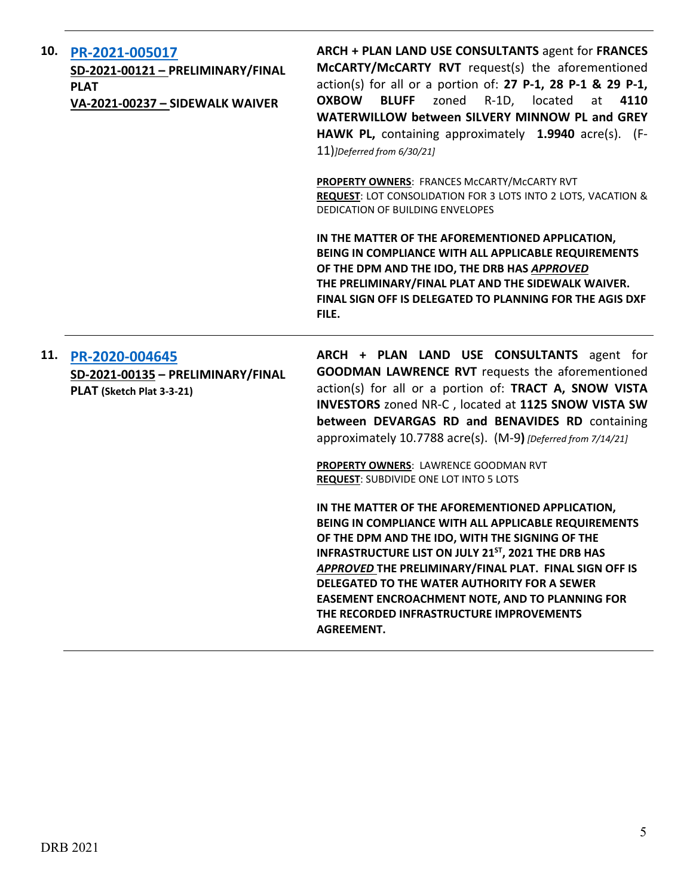**10. [PR-2021-005017](#)**
**SD-2021-00121 – PRELIMINARY/FINAL PLAT**
**VA-2021-00237 – SIDEWALK WAIVER**

**ARCH + PLAN LAND USE CONSULTANTS** agent for **FRANCES McCARTY/McCARTY RVT** request(s) the aforementioned action(s) for all or a portion of: **27 P-1, 28 P-1 & 29 P-1, OXBOW BLUFF** zoned R-1D, located at **4110 WATERWILLOW between SILVERY MINNOW PL and GREY HAWK PL,** containing approximately **1.9940** acre(s). (F-11)*[Deferred from 6/30/21]*

**PROPERTY OWNERS**: FRANCES McCARTY/McCARTY RVT
**REQUEST**: LOT CONSOLIDATION FOR 3 LOTS INTO 2 LOTS, VACATION & DEDICATION OF BUILDING ENVELOPES

**IN THE MATTER OF THE AFOREMENTIONED APPLICATION, BEING IN COMPLIANCE WITH ALL APPLICABLE REQUIREMENTS OF THE DPM AND THE IDO, THE DRB HAS *APPROVED* THE PRELIMINARY/FINAL PLAT AND THE SIDEWALK WAIVER. FINAL SIGN OFF IS DELEGATED TO PLANNING FOR THE AGIS DXF FILE.**

---

**11. [PR-2020-004645](#)**
**SD-2021-00135 – PRELIMINARY/FINAL PLAT (Sketch Plat 3-3-21)**

**ARCH + PLAN LAND USE CONSULTANTS** agent for **GOODMAN LAWRENCE RVT** requests the aforementioned action(s) for all or a portion of: **TRACT A, SNOW VISTA INVESTORS** zoned NR-C , located at **1125 SNOW VISTA SW between DEVARGAS RD and BENAVIDES RD** containing approximately 10.7788 acre(s). (M-9**)** *[Deferred from 7/14/21]*

**PROPERTY OWNERS**: LAWRENCE GOODMAN RVT
**REQUEST**: SUBDIVIDE ONE LOT INTO 5 LOTS

**IN THE MATTER OF THE AFOREMENTIONED APPLICATION, BEING IN COMPLIANCE WITH ALL APPLICABLE REQUIREMENTS OF THE DPM AND THE IDO, WITH THE SIGNING OF THE INFRASTRUCTURE LIST ON JULY 21ST, 2021 THE DRB HAS *APPROVED* THE PRELIMINARY/FINAL PLAT. FINAL SIGN OFF IS DELEGATED TO THE WATER AUTHORITY FOR A SEWER EASEMENT ENCROACHMENT NOTE, AND TO PLANNING FOR THE RECORDED INFRASTRUCTURE IMPROVEMENTS AGREEMENT.**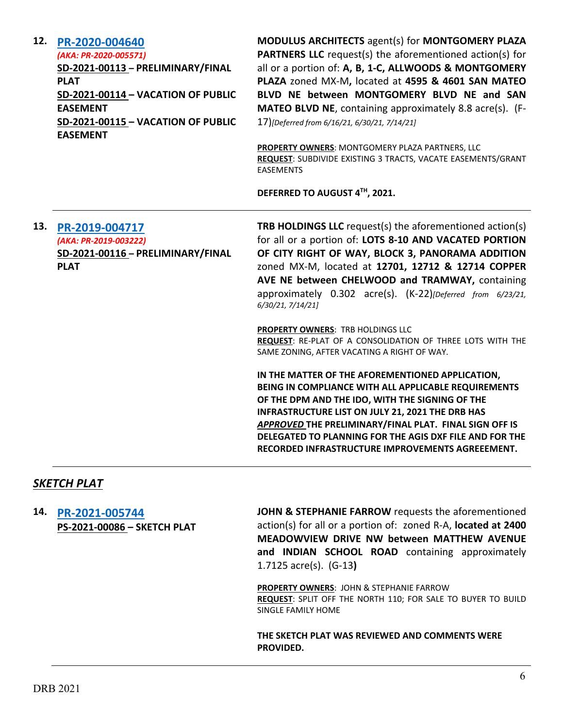**12.** **[PR-2020-004640](PR-2020-004640)**

*(AKA: PR-2020-005571)*

**SD-2021-00113 – PRELIMINARY/FINAL PLAT**

**SD-2021-00114 – VACATION OF PUBLIC EASEMENT**

**SD-2021-00115 – VACATION OF PUBLIC EASEMENT**

**MODULUS ARCHITECTS** agent(s) for **MONTGOMERY PLAZA PARTNERS LLC** request(s) the aforementioned action(s) for all or a portion of: **A, B, 1-C, ALLWOODS & MONTGOMERY PLAZA** zoned MX-M**,** located at **4595 & 4601 SAN MATEO BLVD NE between MONTGOMERY BLVD NE and SAN MATEO BLVD NE**, containing approximately 8.8 acre(s). (F-17)*[Deferred from 6/16/21, 6/30/21, 7/14/21]*

**PROPERTY OWNERS**: MONTGOMERY PLAZA PARTNERS, LLC

**REQUEST**: SUBDIVIDE EXISTING 3 TRACTS, VACATE EASEMENTS/GRANT EASEMENTS

**DEFERRED TO AUGUST 4TH, 2021.**

---

**13.** **[PR-2019-004717](PR-2019-004717)**

*(AKA: PR-2019-003222)*

**SD-2021-00116 – PRELIMINARY/FINAL PLAT**

**TRB HOLDINGS LLC** request(s) the aforementioned action(s) for all or a portion of: **LOTS 8-10 AND VACATED PORTION OF CITY RIGHT OF WAY, BLOCK 3, PANORAMA ADDITION** zoned MX-M, located at **12701, 12712 & 12714 COPPER AVE NE between CHELWOOD and TRAMWAY,** containing approximately 0.302 acre(s). (K-22)*[Deferred from 6/23/21, 6/30/21, 7/14/21]*

**PROPERTY OWNERS**: TRB HOLDINGS LLC

**REQUEST**: RE-PLAT OF A CONSOLIDATION OF THREE LOTS WITH THE SAME ZONING, AFTER VACATING A RIGHT OF WAY.

**IN THE MATTER OF THE AFOREMENTIONED APPLICATION, BEING IN COMPLIANCE WITH ALL APPLICABLE REQUIREMENTS OF THE DPM AND THE IDO, WITH THE SIGNING OF THE INFRASTRUCTURE LIST ON JULY 21, 2021 THE DRB HAS *APPROVED* THE PRELIMINARY/FINAL PLAT. FINAL SIGN OFF IS DELEGATED TO PLANNING FOR THE AGIS DXF FILE AND FOR THE RECORDED INFRASTRUCTURE IMPROVEMENTS AGREEEMENT.**

---

## *SKETCH PLAT*

**14.** **[PR-2021-005744](PR-2021-005744)**

**PS-2021-00086 – SKETCH PLAT**

**JOHN & STEPHANIE FARROW** requests the aforementioned action(s) for all or a portion of: zoned R-A, **located at 2400 MEADOWVIEW DRIVE NW between MATTHEW AVENUE and INDIAN SCHOOL ROAD** containing approximately 1.7125 acre(s). (G-13**)**

**PROPERTY OWNERS**: JOHN & STEPHANIE FARROW

**REQUEST**: SPLIT OFF THE NORTH 110; FOR SALE TO BUYER TO BUILD SINGLE FAMILY HOME

**THE SKETCH PLAT WAS REVIEWED AND COMMENTS WERE PROVIDED.**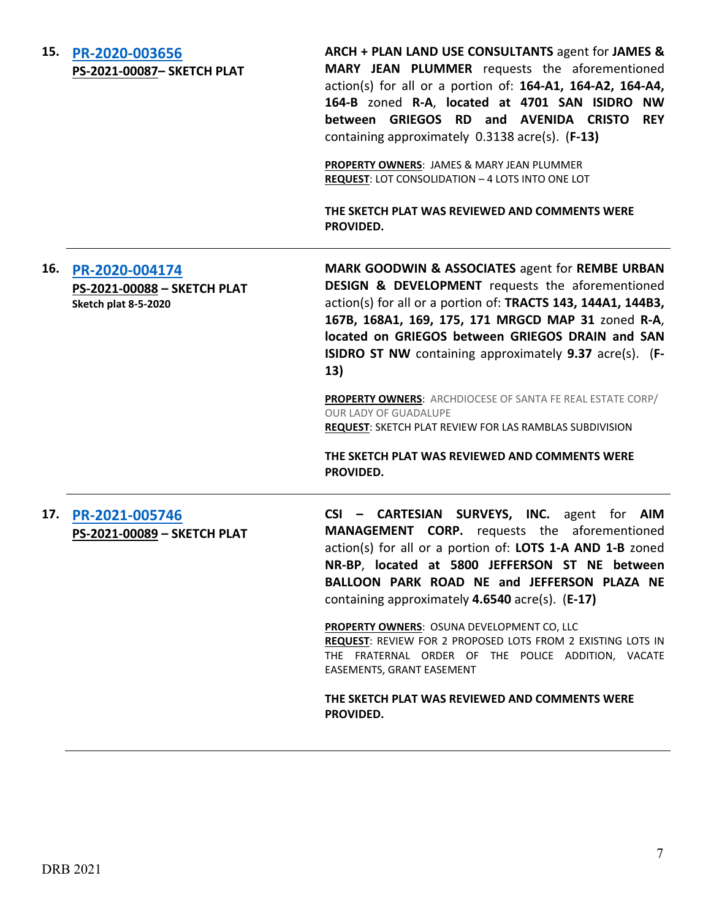**15.** [**PR-2020-003656**]()
**PS-2021-00087– SKETCH PLAT**

**ARCH + PLAN LAND USE CONSULTANTS** agent for **JAMES & MARY JEAN PLUMMER** requests the aforementioned action(s) for all or a portion of: **164-A1, 164-A2, 164-A4, 164-B** zoned **R-A**, **located at 4701 SAN ISIDRO NW between GRIEGOS RD and AVENIDA CRISTO REY** containing approximately 0.3138 acre(s). (**F-13)**

**PROPERTY OWNERS**: JAMES & MARY JEAN PLUMMER
**REQUEST**: LOT CONSOLIDATION – 4 LOTS INTO ONE LOT

**THE SKETCH PLAT WAS REVIEWED AND COMMENTS WERE PROVIDED.**

---

**16.** [**PR-2020-004174**]()
**PS-2021-00088 – SKETCH PLAT**
**Sketch plat 8-5-2020**

**MARK GOODWIN & ASSOCIATES** agent for **REMBE URBAN DESIGN & DEVELOPMENT** requests the aforementioned action(s) for all or a portion of: **TRACTS 143, 144A1, 144B3, 167B, 168A1, 169, 175, 171 MRGCD MAP 31** zoned **R-A**, **located on GRIEGOS between GRIEGOS DRAIN and SAN ISIDRO ST NW** containing approximately **9.37** acre(s). (**F-13)**

**PROPERTY OWNERS**: ARCHDIOCESE OF SANTA FE REAL ESTATE CORP/ OUR LADY OF GUADALUPE
**REQUEST**: SKETCH PLAT REVIEW FOR LAS RAMBLAS SUBDIVISION

**THE SKETCH PLAT WAS REVIEWED AND COMMENTS WERE PROVIDED.**

---

**17.** [**PR-2021-005746**]()
**PS-2021-00089 – SKETCH PLAT**

**CSI – CARTESIAN SURVEYS, INC.** agent for **AIM MANAGEMENT CORP.** requests the aforementioned action(s) for all or a portion of: **LOTS 1-A AND 1-B** zoned **NR-BP**, **located at 5800 JEFFERSON ST NE between BALLOON PARK ROAD NE and JEFFERSON PLAZA NE** containing approximately **4.6540** acre(s). (**E-17)**

**PROPERTY OWNERS**: OSUNA DEVELOPMENT CO, LLC
**REQUEST**: REVIEW FOR 2 PROPOSED LOTS FROM 2 EXISTING LOTS IN THE FRATERNAL ORDER OF THE POLICE ADDITION, VACATE EASEMENTS, GRANT EASEMENT

**THE SKETCH PLAT WAS REVIEWED AND COMMENTS WERE PROVIDED.**

---

DRB 2021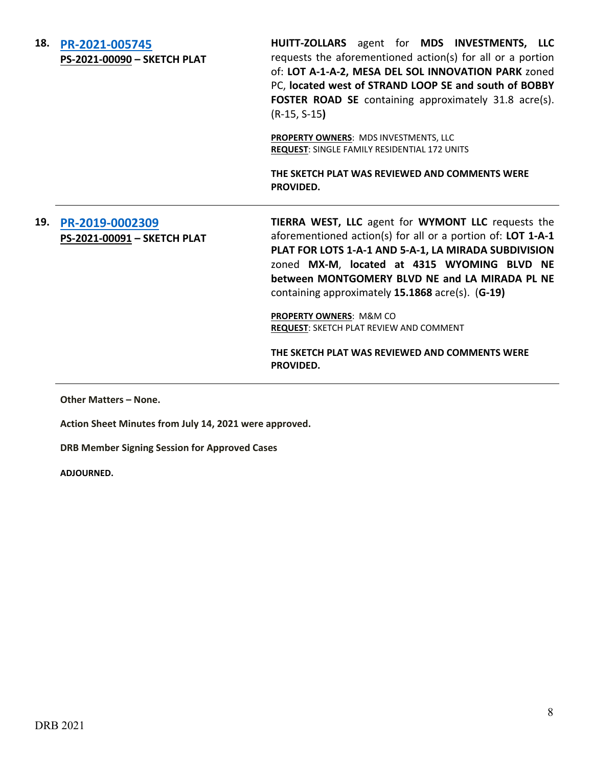**18.** **PR-2021-005745**
**PS-2021-00090 – SKETCH PLAT**

**HUITT-ZOLLARS** agent for **MDS INVESTMENTS, LLC** requests the aforementioned action(s) for all or a portion of: **LOT A-1-A-2, MESA DEL SOL INNOVATION PARK** zoned PC, **located west of STRAND LOOP SE and south of BOBBY FOSTER ROAD SE** containing approximately 31.8 acre(s). (R-15, S-15**)**

**PROPERTY OWNERS**: MDS INVESTMENTS, LLC
**REQUEST**: SINGLE FAMILY RESIDENTIAL 172 UNITS

**THE SKETCH PLAT WAS REVIEWED AND COMMENTS WERE PROVIDED.**

---

**19.** **PR-2019-0002309**
**PS-2021-00091 – SKETCH PLAT**

**TIERRA WEST, LLC** agent for **WYMONT LLC** requests the aforementioned action(s) for all or a portion of: **LOT 1-A-1 PLAT FOR LOTS 1-A-1 AND 5-A-1, LA MIRADA SUBDIVISION** zoned **MX-M**, **located at 4315 WYOMING BLVD NE between MONTGOMERY BLVD NE and LA MIRADA PL NE** containing approximately **15.1868** acre(s). (**G-19)**

**PROPERTY OWNERS**: M&M CO
**REQUEST**: SKETCH PLAT REVIEW AND COMMENT

**THE SKETCH PLAT WAS REVIEWED AND COMMENTS WERE PROVIDED.**

---

**Other Matters – None.**

**Action Sheet Minutes from July 14, 2021 were approved.**

**DRB Member Signing Session for Approved Cases**

**ADJOURNED.**